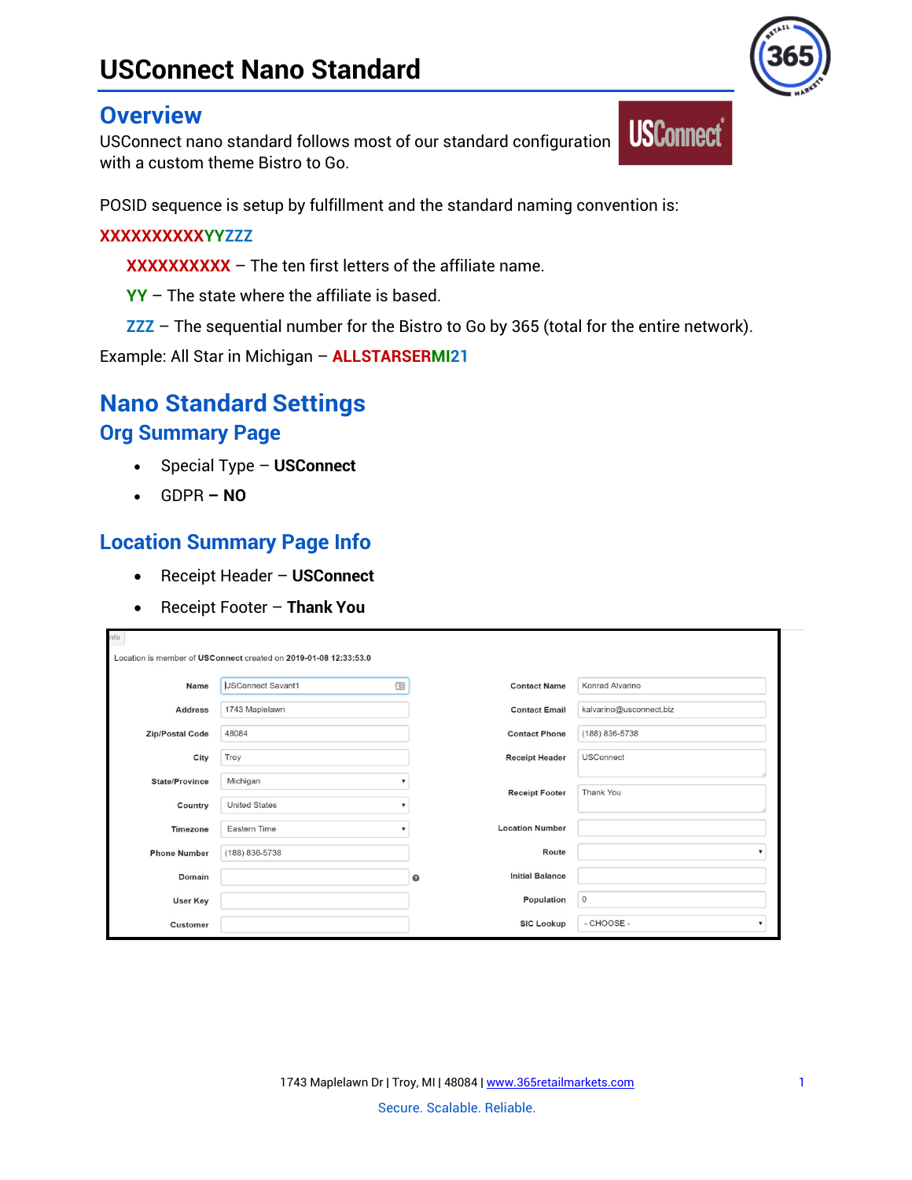# USConnect Nano Standard

## Overview

USConnect nano standard follows most of our standard configuration with a custom theme Bistro to Go.

POSID sequence is setup by fulfillment and the standard naming convention is:

**XXXXXXXXXXYYZZZ**

- **XXXXXXXXXX** – The ten first letters of the affiliate name.
- **YY** – The state where the affiliate is based.
- **ZZZ** – The sequential number for the Bistro to Go by 365 (total for the entire network).

Example: All Star in Michigan – **ALLSTARSERMI21**

## Nano Standard Settings

### Org Summary Page

- Special Type – **USConnect**
- GDPR **– NO**

### Location Summary Page Info

- Receipt Header – **USConnect**
- Receipt Footer – **Thank You**

Location is member of **USConnect** created on **2019-01-08 12:33:53.0**

| Field | Value | Field | Value |
|---|---|---|---|
| Name | USConnect Savant1 | Contact Name | Konrad Alvarino |
| Address | 1743 Maplelawn | Contact Email | kalvarino@usconnect.biz |
| Zip/Postal Code | 48084 | Contact Phone | (188) 836-5738 |
| City | Troy | Receipt Header | USConnect |
| State/Province | Michigan | Receipt Footer | Thank You |
| Country | United States | Location Number | |
| Timezone | Eastern Time | Route | |
| Phone Number | (188) 836-5738 | Initial Balance | |
| Domain | | Population | 0 |
| User Key | | SIC Lookup | - CHOOSE - |
| Customer | | | |

1743 Maplelawn Dr | Troy, MI | 48084 | www.365retailmarkets.com

Secure. Scalable. Reliable.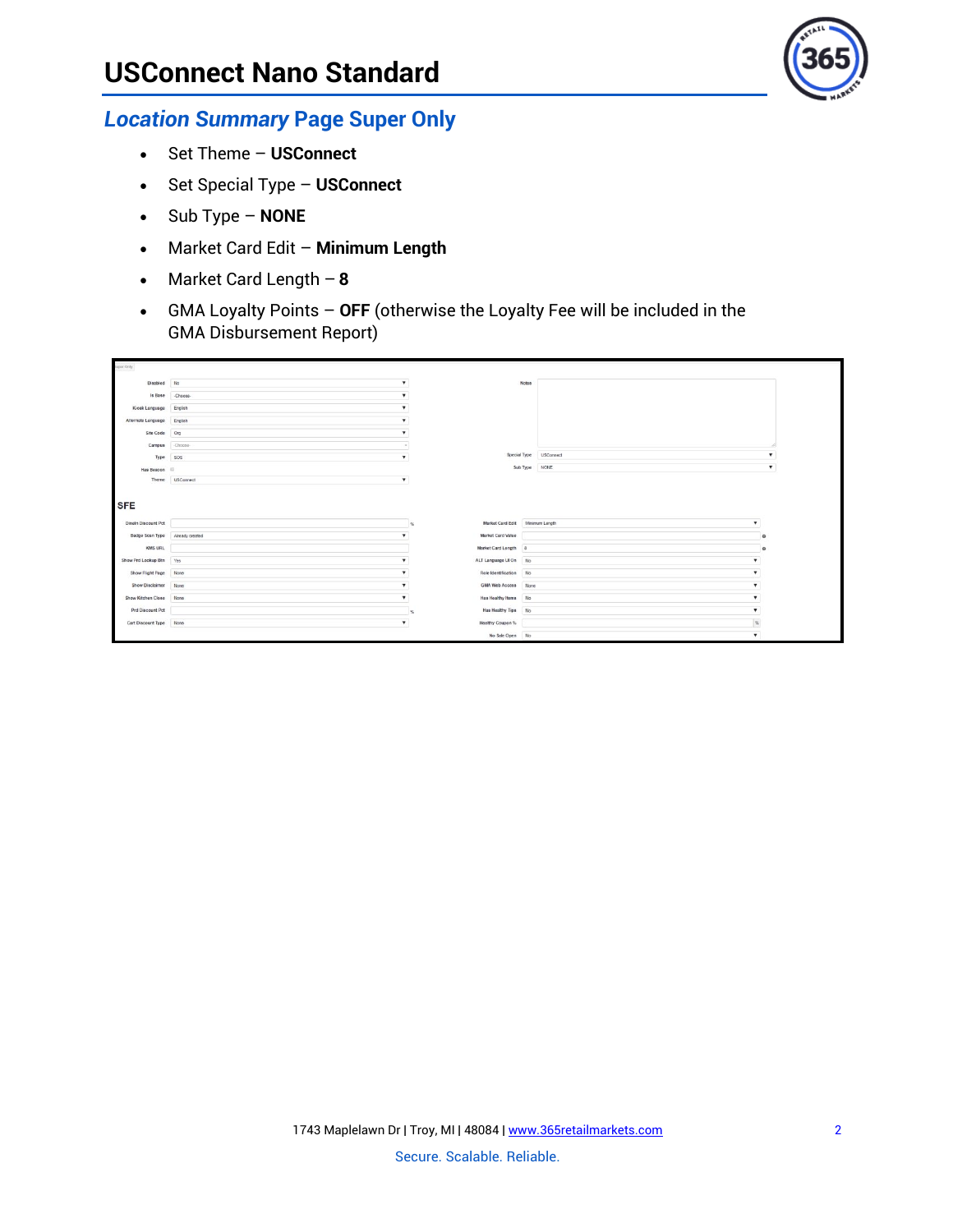# USConnect Nano Standard

## *Location Summary* Page Super Only

- Set Theme – **USConnect**
- Set Special Type – **USConnect**
- Sub Type – **NONE**
- Market Card Edit – **Minimum Length**
- Market Card Length – **8**
- GMA Loyalty Points – **OFF** (otherwise the Loyalty Fee will be included in the GMA Disbursement Report)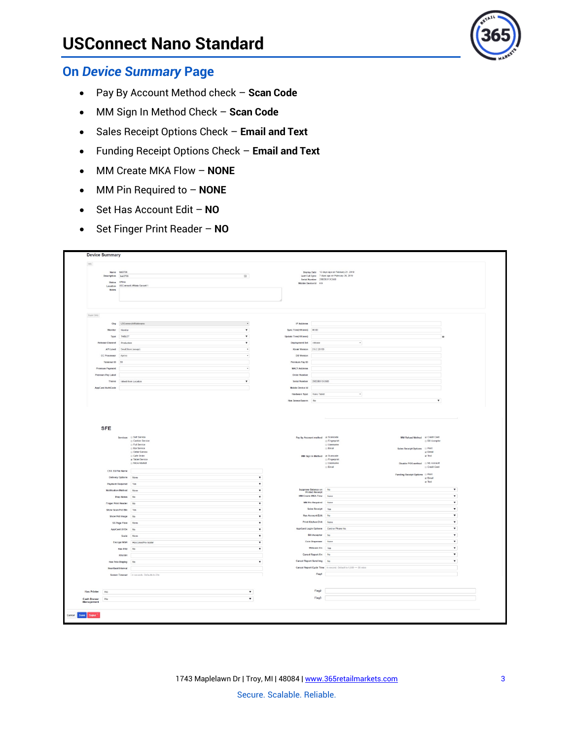# USConnect Nano Standard

## On *Device Summary* Page

- Pay By Account Method check – **Scan Code**
- MM Sign In Method Check – **Scan Code**
- Sales Receipt Options Check – **Email and Text**
- Funding Receipt Options Check – **Email and Text**
- MM Create MKA Flow – **NONE**
- MM Pin Required to – **NONE**
- Set Has Account Edit – **NO**
- Set Finger Print Reader – **NO**